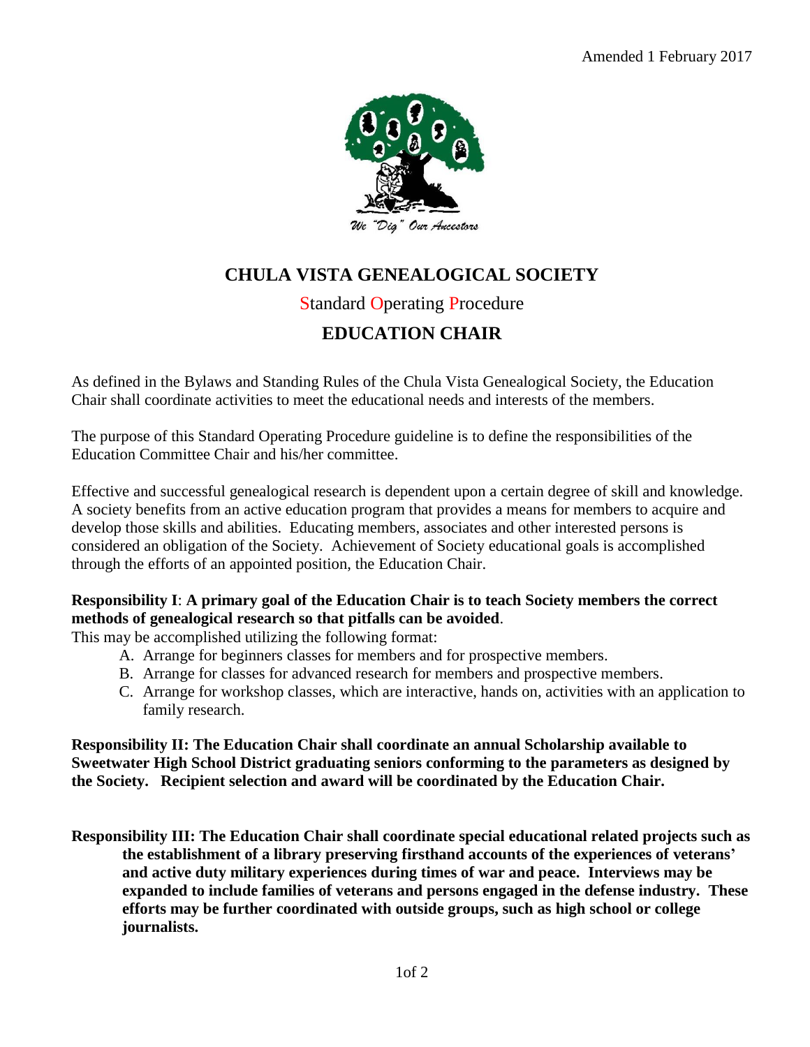Amended 1 February 2017

We "Dig" Our Ancestors

# CHULA VISTA GENEALOGICAL SOCIETY

Standard Operating Procedure

## EDUCATION CHAIR

As defined in the Bylaws and Standing Rules of the Chula Vista Genealogical Society, the Education Chair shall coordinate activities to meet the educational needs and interests of the members.

The purpose of this Standard Operating Procedure guideline is to define the responsibilities of the Education Committee Chair and his/her committee.

Effective and successful genealogical research is dependent upon a certain degree of skill and knowledge. A society benefits from an active education program that provides a means for members to acquire and develop those skills and abilities. Educating members, associates and other interested persons is considered an obligation of the Society. Achievement of Society educational goals is accomplished through the efforts of an appointed position, the Education Chair.

**Responsibility I**: **A primary goal of the Education Chair is to teach Society members the correct methods of genealogical research so that pitfalls can be avoided**.

This may be accomplished utilizing the following format:

A. Arrange for beginners classes for members and for prospective members.
B. Arrange for classes for advanced research for members and prospective members.
C. Arrange for workshop classes, which are interactive, hands on, activities with an application to family research.

**Responsibility II: The Education Chair shall coordinate an annual Scholarship available to Sweetwater High School District graduating seniors conforming to the parameters as designed by the Society. Recipient selection and award will be coordinated by the Education Chair.**

**Responsibility III: The Education Chair shall coordinate special educational related projects such as the establishment of a library preserving firsthand accounts of the experiences of veterans' and active duty military experiences during times of war and peace. Interviews may be expanded to include families of veterans and persons engaged in the defense industry. These efforts may be further coordinated with outside groups, such as high school or college journalists.**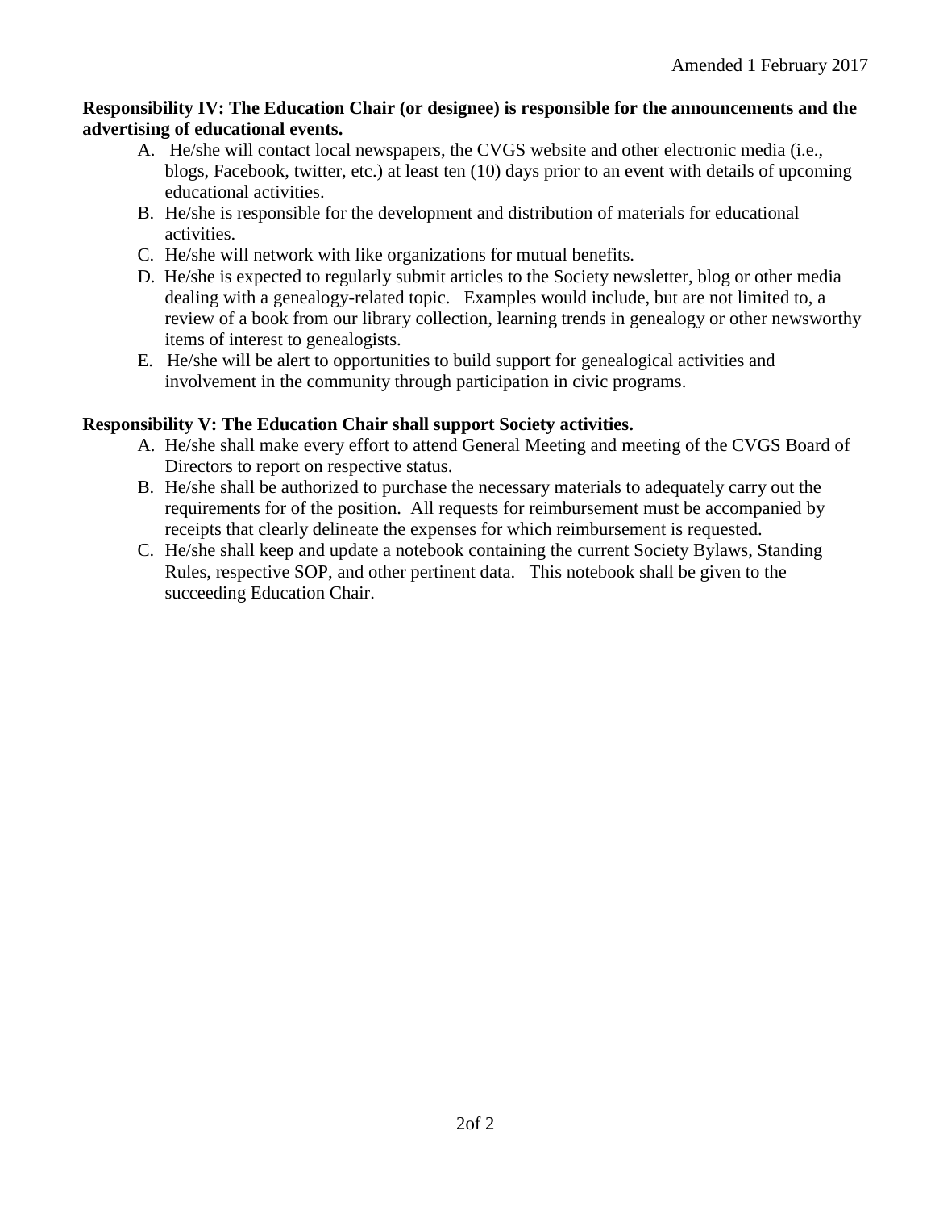Amended 1 February 2017

**Responsibility IV: The Education Chair (or designee) is responsible for the announcements and the advertising of educational events.**

A. He/she will contact local newspapers, the CVGS website and other electronic media (i.e., blogs, Facebook, twitter, etc.) at least ten (10) days prior to an event with details of upcoming educational activities.
B. He/she is responsible for the development and distribution of materials for educational activities.
C. He/she will network with like organizations for mutual benefits.
D. He/she is expected to regularly submit articles to the Society newsletter, blog or other media dealing with a genealogy-related topic. Examples would include, but are not limited to, a review of a book from our library collection, learning trends in genealogy or other newsworthy items of interest to genealogists.
E. He/she will be alert to opportunities to build support for genealogical activities and involvement in the community through participation in civic programs.

**Responsibility V: The Education Chair shall support Society activities.**

A. He/she shall make every effort to attend General Meeting and meeting of the CVGS Board of Directors to report on respective status.
B. He/she shall be authorized to purchase the necessary materials to adequately carry out the requirements for of the position. All requests for reimbursement must be accompanied by receipts that clearly delineate the expenses for which reimbursement is requested.
C. He/she shall keep and update a notebook containing the current Society Bylaws, Standing Rules, respective SOP, and other pertinent data. This notebook shall be given to the succeeding Education Chair.